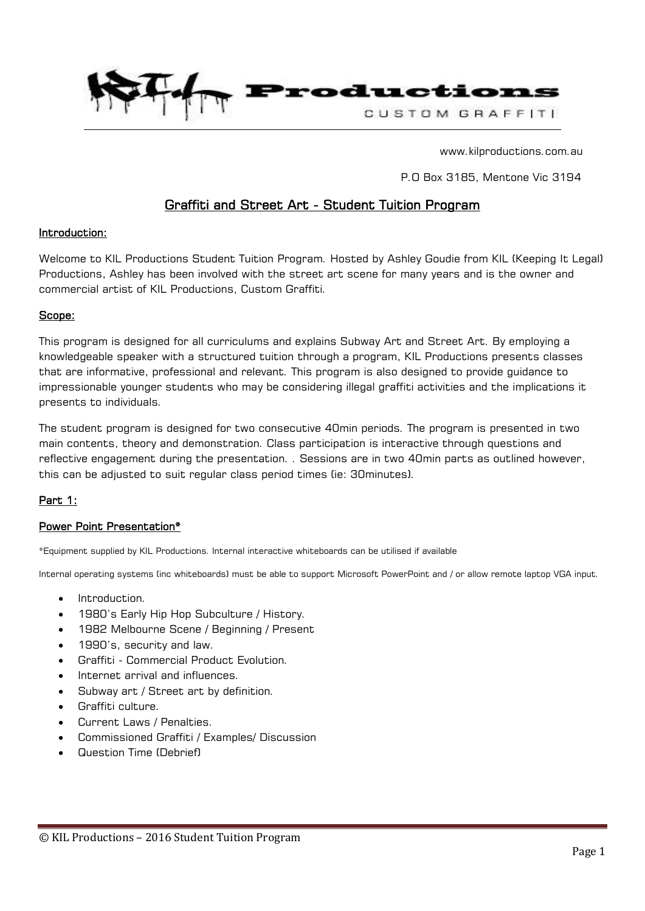KIL Productions
CUSTOM GRAFFITI

www.kilproductions.com.au

P.O Box 3185, Mentone Vic 3194

# Graffiti and Street Art - Student Tuition Program

## Introduction:

Welcome to KIL Productions Student Tuition Program. Hosted by Ashley Goudie from KIL (Keeping It Legal) Productions, Ashley has been involved with the street art scene for many years and is the owner and commercial artist of KIL Productions, Custom Graffiti.

## Scope:

This program is designed for all curriculums and explains Subway Art and Street Art. By employing a knowledgeable speaker with a structured tuition through a program, KIL Productions presents classes that are informative, professional and relevant. This program is also designed to provide guidance to impressionable younger students who may be considering illegal graffiti activities and the implications it presents to individuals.

The student program is designed for two consecutive 40min periods. The program is presented in two main contents, theory and demonstration. Class participation is interactive through questions and reflective engagement during the presentation. . Sessions are in two 40min parts as outlined however, this can be adjusted to suit regular class period times (ie: 30minutes).

## Part 1:

### Power Point Presentation*

*Equipment supplied by KIL Productions. Internal interactive whiteboards can be utilised if available

Internal operating systems (inc whiteboards) must be able to support Microsoft PowerPoint and / or allow remote laptop VGA input.

- Introduction.
- 1980's Early Hip Hop Subculture / History.
- 1982 Melbourne Scene / Beginning / Present
- 1990's, security and law.
- Graffiti - Commercial Product Evolution.
- Internet arrival and influences.
- Subway art / Street art by definition.
- Graffiti culture.
- Current Laws / Penalties.
- Commissioned Graffiti / Examples/ Discussion
- Question Time (Debrief)

© KIL Productions – 2016 Student Tuition Program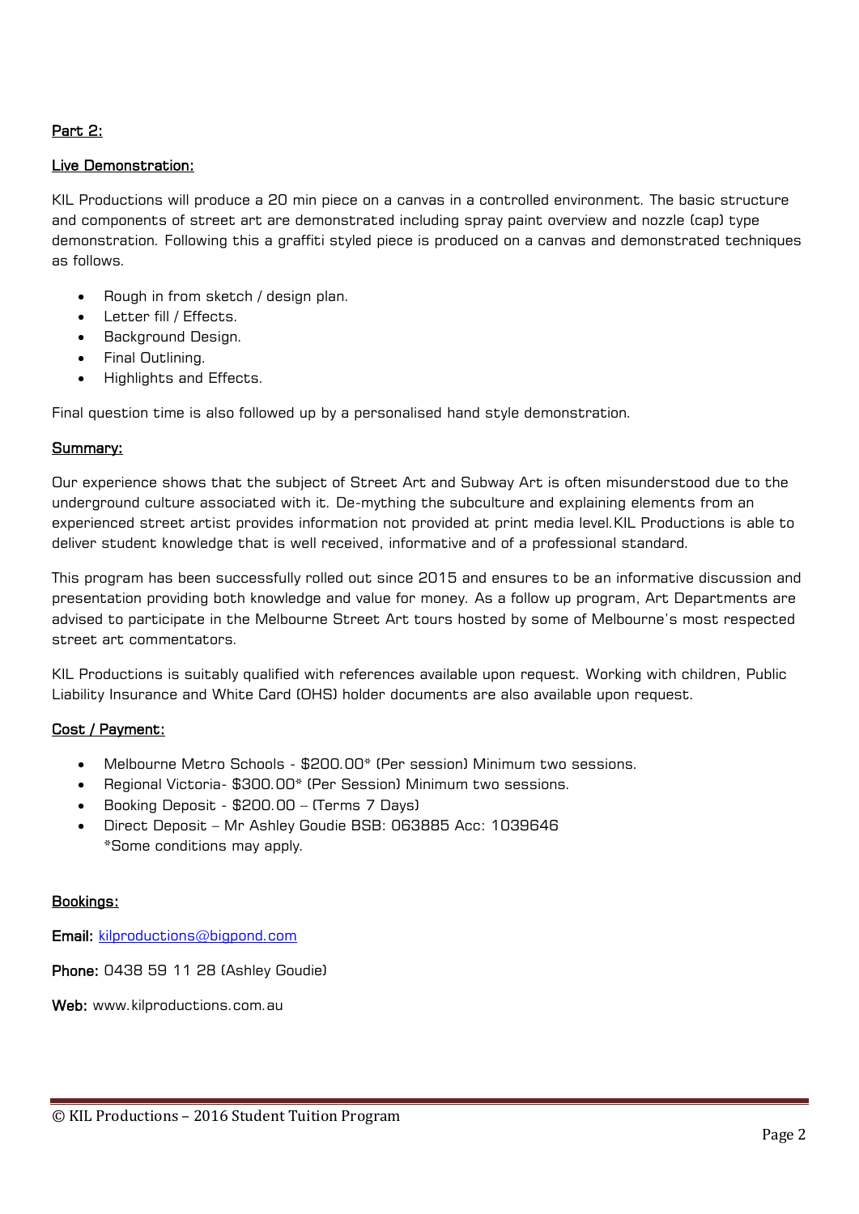**Part 2:**

**Live Demonstration:**

KIL Productions will produce a 20 min piece on a canvas in a controlled environment. The basic structure and components of street art are demonstrated including spray paint overview and nozzle (cap) type demonstration. Following this a graffiti styled piece is produced on a canvas and demonstrated techniques as follows.

- Rough in from sketch / design plan.
- Letter fill / Effects.
- Background Design.
- Final Outlining.
- Highlights and Effects.

Final question time is also followed up by a personalised hand style demonstration.

**Summary:**

Our experience shows that the subject of Street Art and Subway Art is often misunderstood due to the underground culture associated with it. De-mything the subculture and explaining elements from an experienced street artist provides information not provided at print media level. KIL Productions is able to deliver student knowledge that is well received, informative and of a professional standard.

This program has been successfully rolled out since 2015 and ensures to be an informative discussion and presentation providing both knowledge and value for money. As a follow up program, Art Departments are advised to participate in the Melbourne Street Art tours hosted by some of Melbourne's most respected street art commentators.

KIL Productions is suitably qualified with references available upon request. Working with children, Public Liability Insurance and White Card (OHS) holder documents are also available upon request.

**Cost / Payment:**

- Melbourne Metro Schools - $200.00* (Per session) Minimum two sessions.
- Regional Victoria- $300.00* (Per Session) Minimum two sessions.
- Booking Deposit - $200.00 – (Terms 7 Days)
- Direct Deposit – Mr Ashley Goudie BSB: 063885 Acc: 1039646
  *Some conditions may apply.

**Bookings:**

**Email:** kilproductions@bigpond.com

**Phone:** 0438 59 11 28 (Ashley Goudie)

**Web:** www.kilproductions.com.au

© KIL Productions – 2016 Student Tuition Program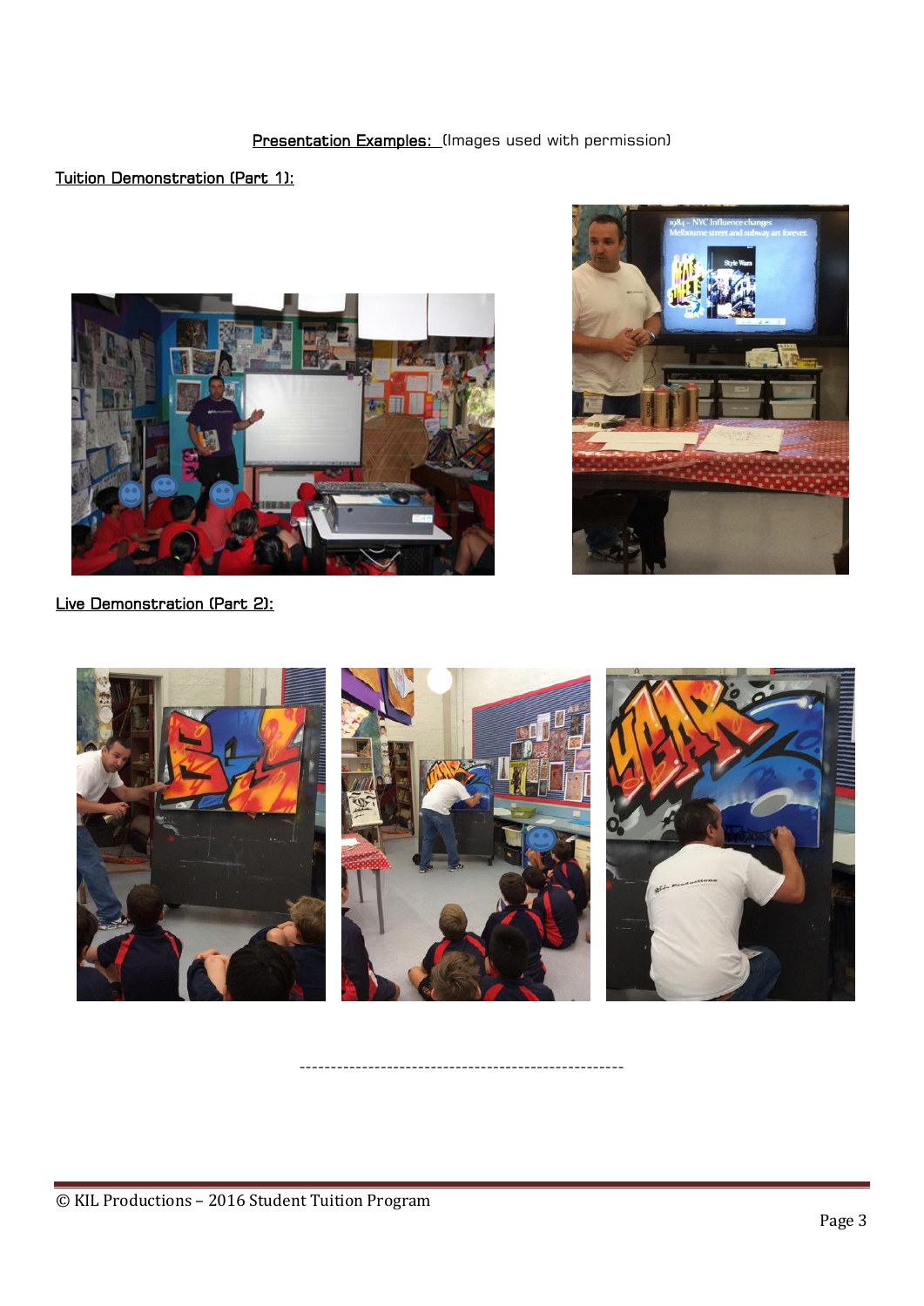**Presentation Examples:** (Images used with permission)

**Tuition Demonstration (Part 1):**

**Live Demonstration (Part 2):**

---------------------------------------------------